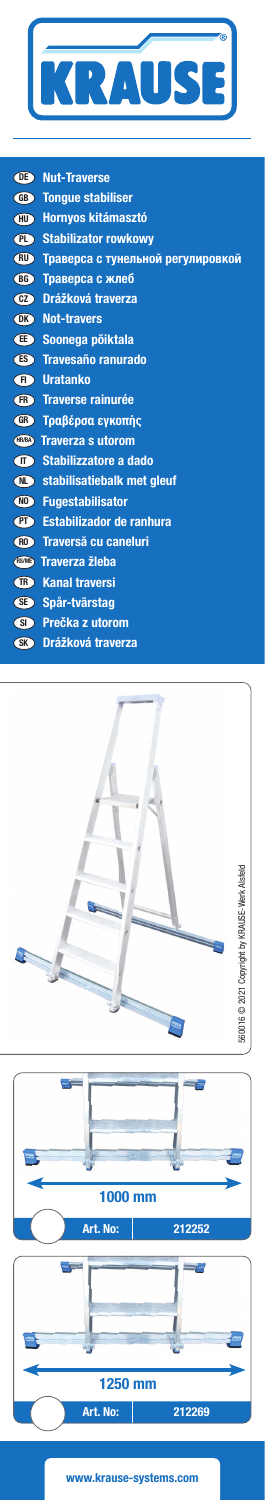# KRAUSE

- DE Nut-Traverse
- GB Tongue stabiliser
- HU Hornyos kitámasztó
- PL Stabilizator rowkowy
- RU Траверса с тунельной регулировкой
- BG Траверса с жлеб
- CZ Drážková traverza
- DK Not-travers
- EE Soonega põiktala
- ES Travesaño ranurado
- FI Uratanko
- FR Traverse rainurée
- GR Τραβέρσα εγκοπής
- HR/BA Traverza s utorom
- IT Stabilizzatore a dado
- NL stabilisatiebalk met gleuf
- NO Fugestabilisator
- PT Estabilizador de ranhura
- RO Traversă cu caneluri
- RS/ME Traverza žleba
- TR Kanal traversi
- SE Spår-tvärstag
- SI Prečka z utorom
- SK Drážková traverza

560016 © 2021 Copyright by KRAUSE-Werk Alsfeld

1000 mm

| Art. No: | 212252 |
|---|---|

1250 mm

| Art. No: | 212269 |
|---|---|

www.krause-systems.com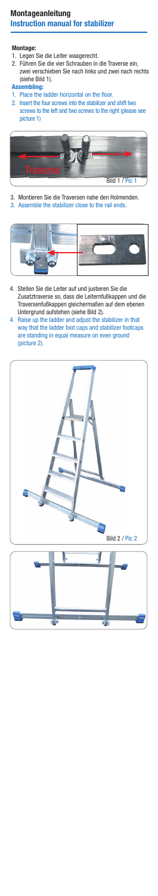# Montageanleitung
## Instruction manual for stabilizer

**Montage:**

1. Legen Sie die Leiter waagerecht.
2. Führen Sie die vier Schrauben in die Traverse ein, zwei verschieben Sie nach links und zwei nach rechts (siehe Bild 1).

**Assembling:**

1. Place the ladder horizontal on the floor.
2. Insert the four screws into the stabilizer and shift two screws to the left and two screws to the right (please see picture 1)

Traverse

Bild 1 / Pic 1

3. Montieren Sie die Traversen nahe den Holmenden.
3. Assemble the stabilizer close to the rail ends.

4. Stellen Sie die Leiter auf und justieren Sie die Zusatztraverse so, dass die Leiternfußkappen und die Traversenfußkappen gleichermaßen auf dem ebenen Untergrund aufstehen (siehe Bild 2).
4. Raise up the ladder and adjust the stabilizer in that way that the ladder foot caps and stabilizer footcaps are standing in equal measure on even ground (picture 2).

Bild 2 / Pic 2